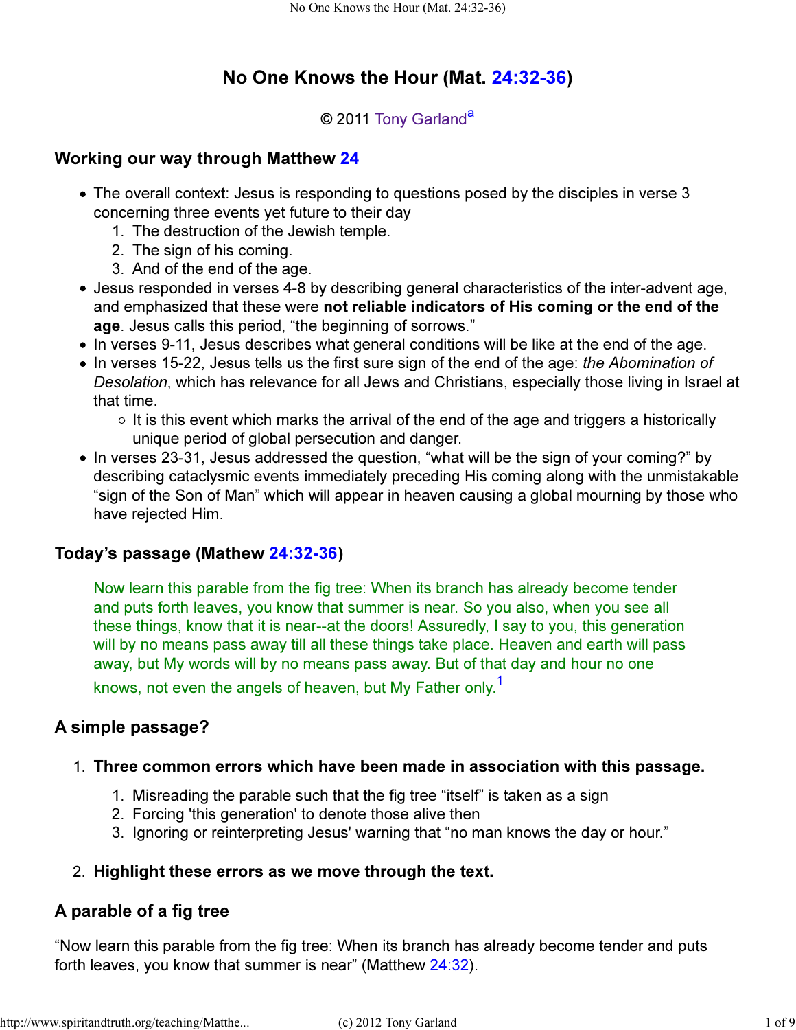# No One Knows the Hour (Mat. 24:32-36)

© 2011 Tony Garland[a]

## Working our way through Matthew 24

- The overall context: Jesus is responding to questions posed by the disciples in verse 3 concerning three events yet future to their day
  1. The destruction of the Jewish temple.
  2. The sign of his coming.
  3. And of the end of the age.
- Jesus responded in verses 4-8 by describing general characteristics of the inter-advent age, and emphasized that these were **not reliable indicators of His coming or the end of the age**. Jesus calls this period, “the beginning of sorrows.”
- In verses 9-11, Jesus describes what general conditions will be like at the end of the age.
- In verses 15-22, Jesus tells us the first sure sign of the end of the age: *the Abomination of Desolation*, which has relevance for all Jews and Christians, especially those living in Israel at that time.
  - It is this event which marks the arrival of the end of the age and triggers a historically unique period of global persecution and danger.
- In verses 23-31, Jesus addressed the question, “what will be the sign of your coming?” by describing cataclysmic events immediately preceding His coming along with the unmistakable “sign of the Son of Man” which will appear in heaven causing a global mourning by those who have rejected Him.

## Today’s passage (Mathew 24:32-36)

> Now learn this parable from the fig tree: When its branch has already become tender and puts forth leaves, you know that summer is near. So you also, when you see all these things, know that it is near--at the doors! Assuredly, I say to you, this generation will by no means pass away till all these things take place. Heaven and earth will pass away, but My words will by no means pass away. But of that day and hour no one knows, not even the angels of heaven, but My Father only.[1]

## A simple passage?

1. **Three common errors which have been made in association with this passage.**
   1. Misreading the parable such that the fig tree “itself” is taken as a sign
   2. Forcing 'this generation' to denote those alive then
   3. Ignoring or reinterpreting Jesus' warning that “no man knows the day or hour.”
2. **Highlight these errors as we move through the text.**

## A parable of a fig tree

“Now learn this parable from the fig tree: When its branch has already become tender and puts forth leaves, you know that summer is near” (Matthew 24:32).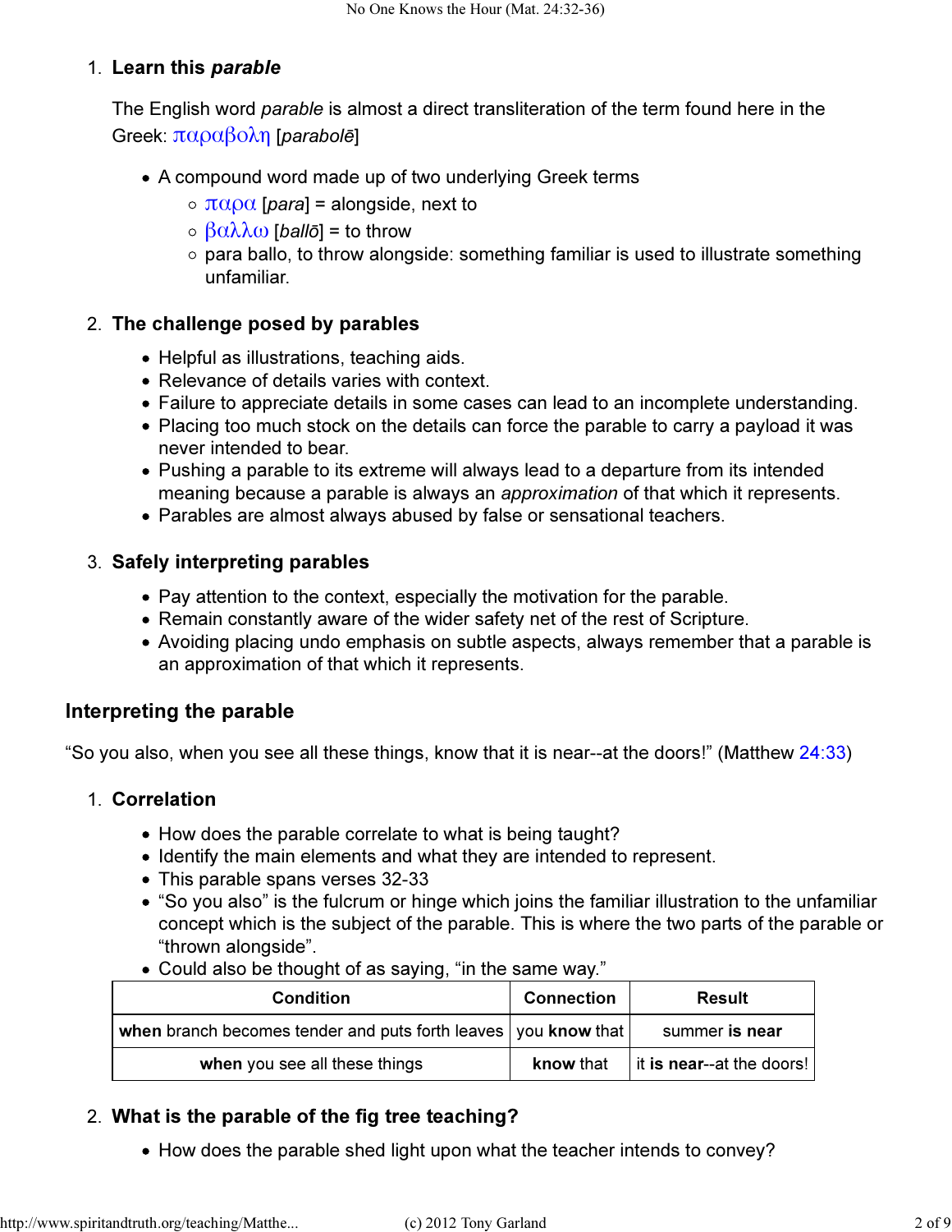1. **Learn this *parable***

   The English word *parable* is almost a direct transliteration of the term found here in the Greek: παραβολη [*parabolē*]

   - A compound word made up of two underlying Greek terms
     - παρα [*para*] = alongside, next to
     - βαλλω [*ballō*] = to throw
     - para ballo, to throw alongside: something familiar is used to illustrate something unfamiliar.

2. **The challenge posed by parables**

   - Helpful as illustrations, teaching aids.
   - Relevance of details varies with context.
   - Failure to appreciate details in some cases can lead to an incomplete understanding.
   - Placing too much stock on the details can force the parable to carry a payload it was never intended to bear.
   - Pushing a parable to its extreme will always lead to a departure from its intended meaning because a parable is always an *approximation* of that which it represents.
   - Parables are almost always abused by false or sensational teachers.

3. **Safely interpreting parables**

   - Pay attention to the context, especially the motivation for the parable.
   - Remain constantly aware of the wider safety net of the rest of Scripture.
   - Avoiding placing undo emphasis on subtle aspects, always remember that a parable is an approximation of that which it represents.

## Interpreting the parable

"So you also, when you see all these things, know that it is near--at the doors!" (Matthew 24:33)

1. **Correlation**

   - How does the parable correlate to what is being taught?
   - Identify the main elements and what they are intended to represent.
   - This parable spans verses 32-33
   - "So you also" is the fulcrum or hinge which joins the familiar illustration to the unfamiliar concept which is the subject of the parable. This is where the two parts of the parable or "thrown alongside".
   - Could also be thought of as saying, "in the same way."

| Condition | Connection | Result |
| --- | --- | --- |
| **when** branch becomes tender and puts forth leaves | you **know** that | summer **is near** |
| **when** you see all these things | **know** that | it **is near**--at the doors! |

2. **What is the parable of the fig tree teaching?**

   - How does the parable shed light upon what the teacher intends to convey?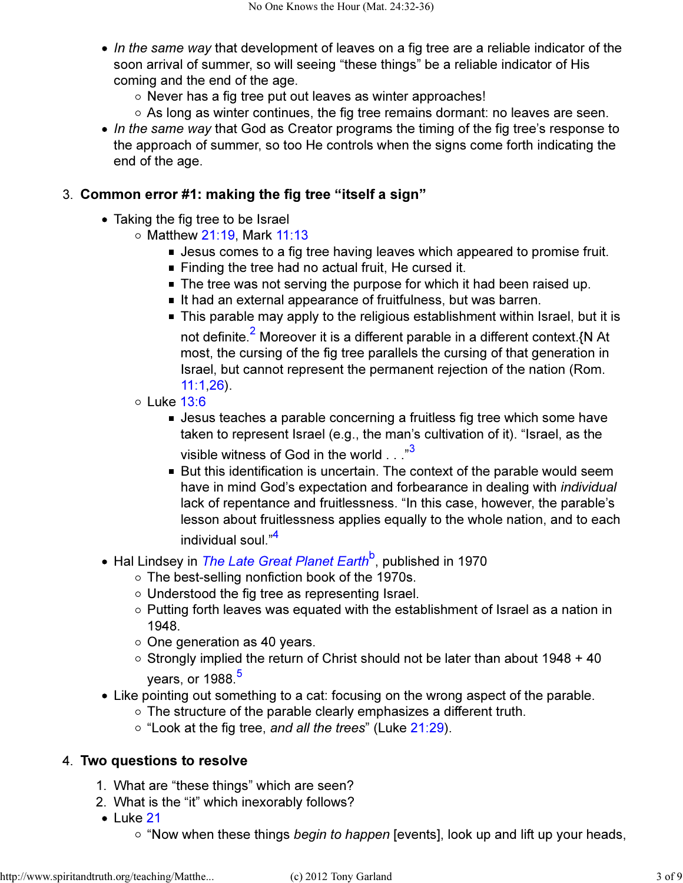- *In the same way* that development of leaves on a fig tree are a reliable indicator of the soon arrival of summer, so will seeing "these things" be a reliable indicator of His coming and the end of the age.
    - Never has a fig tree put out leaves as winter approaches!
    - As long as winter continues, the fig tree remains dormant: no leaves are seen.
- *In the same way* that God as Creator programs the timing of the fig tree's response to the approach of summer, so too He controls when the signs come forth indicating the end of the age.

3. **Common error #1: making the fig tree "itself a sign"**

- Taking the fig tree to be Israel
    - Matthew 21:19, Mark 11:13
        - Jesus comes to a fig tree having leaves which appeared to promise fruit.
        - Finding the tree had no actual fruit, He cursed it.
        - The tree was not serving the purpose for which it had been raised up.
        - It had an external appearance of fruitfulness, but was barren.
        - This parable may apply to the religious establishment within Israel, but it is not definite.[2] Moreover it is a different parable in a different context.{N At most, the cursing of the fig tree parallels the cursing of that generation in Israel, but cannot represent the permanent rejection of the nation (Rom. 11:1,26).
    - Luke 13:6
        - Jesus teaches a parable concerning a fruitless fig tree which some have taken to represent Israel (e.g., the man's cultivation of it). "Israel, as the visible witness of God in the world . . ."[3]
        - But this identification is uncertain. The context of the parable would seem have in mind God's expectation and forbearance in dealing with *individual* lack of repentance and fruitlessness. "In this case, however, the parable's lesson about fruitlessness applies equally to the whole nation, and to each individual soul."[4]
- Hal Lindsey in *The Late Great Planet Earth*[b], published in 1970
    - The best-selling nonfiction book of the 1970s.
    - Understood the fig tree as representing Israel.
    - Putting forth leaves was equated with the establishment of Israel as a nation in 1948.
    - One generation as 40 years.
    - Strongly implied the return of Christ should not be later than about 1948 + 40 years, or 1988.[5]
- Like pointing out something to a cat: focusing on the wrong aspect of the parable.
    - The structure of the parable clearly emphasizes a different truth.
    - "Look at the fig tree, *and all the trees*" (Luke 21:29).

4. **Two questions to resolve**

1. What are "these things" which are seen?
2. What is the "it" which inexorably follows?

- Luke 21
    - "Now when these things *begin to happen* [events], look up and lift up your heads,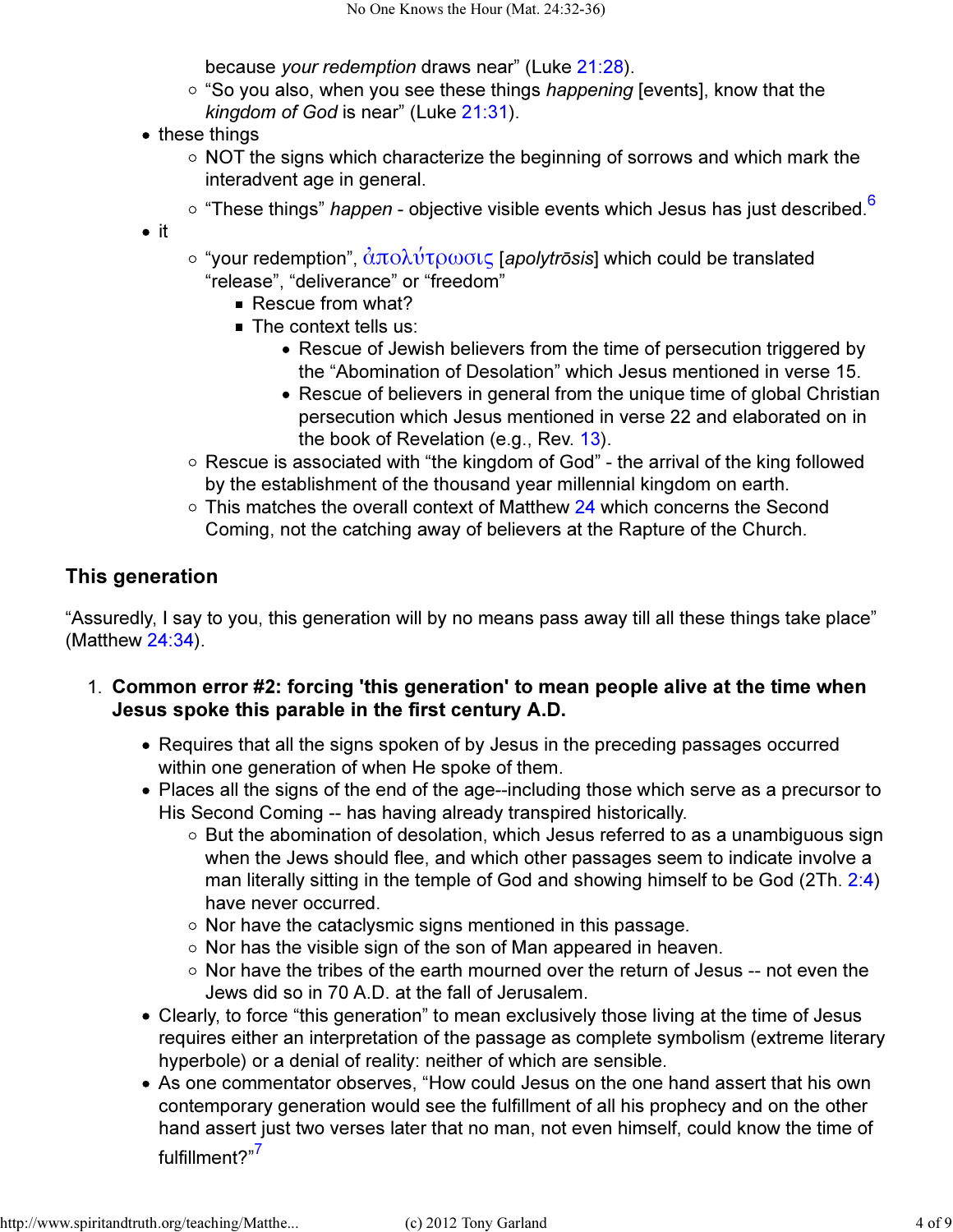because *your redemption* draws near" (Luke 21:28).

    - "So you also, when you see these things *happening* [events], know that the *kingdom of God* is near" (Luke 21:31).

- these things
    - NOT the signs which characterize the beginning of sorrows and which mark the interadvent age in general.
    - "These things" *happen* - objective visible events which Jesus has just described.[6]
- it
    - "your redemption", ἀπολύτρωσις [*apolytrōsis*] which could be translated "release", "deliverance" or "freedom"
        - Rescue from what?
        - The context tells us:
            - Rescue of Jewish believers from the time of persecution triggered by the "Abomination of Desolation" which Jesus mentioned in verse 15.
            - Rescue of believers in general from the unique time of global Christian persecution which Jesus mentioned in verse 22 and elaborated on in the book of Revelation (e.g., Rev. 13).
    - Rescue is associated with "the kingdom of God" - the arrival of the king followed by the establishment of the thousand year millennial kingdom on earth.
    - This matches the overall context of Matthew 24 which concerns the Second Coming, not the catching away of believers at the Rapture of the Church.

## This generation

"Assuredly, I say to you, this generation will by no means pass away till all these things take place" (Matthew 24:34).

1. **Common error #2: forcing 'this generation' to mean people alive at the time when Jesus spoke this parable in the first century A.D.**
    - Requires that all the signs spoken of by Jesus in the preceding passages occurred within one generation of when He spoke of them.
    - Places all the signs of the end of the age--including those which serve as a precursor to His Second Coming -- has having already transpired historically.
        - But the abomination of desolation, which Jesus referred to as a unambiguous sign when the Jews should flee, and which other passages seem to indicate involve a man literally sitting in the temple of God and showing himself to be God (2Th. 2:4) have never occurred.
        - Nor have the cataclysmic signs mentioned in this passage.
        - Nor has the visible sign of the son of Man appeared in heaven.
        - Nor have the tribes of the earth mourned over the return of Jesus -- not even the Jews did so in 70 A.D. at the fall of Jerusalem.
    - Clearly, to force "this generation" to mean exclusively those living at the time of Jesus requires either an interpretation of the passage as complete symbolism (extreme literary hyperbole) or a denial of reality: neither of which are sensible.
    - As one commentator observes, "How could Jesus on the one hand assert that his own contemporary generation would see the fulfillment of all his prophecy and on the other hand assert just two verses later that no man, not even himself, could know the time of fulfillment?"[7]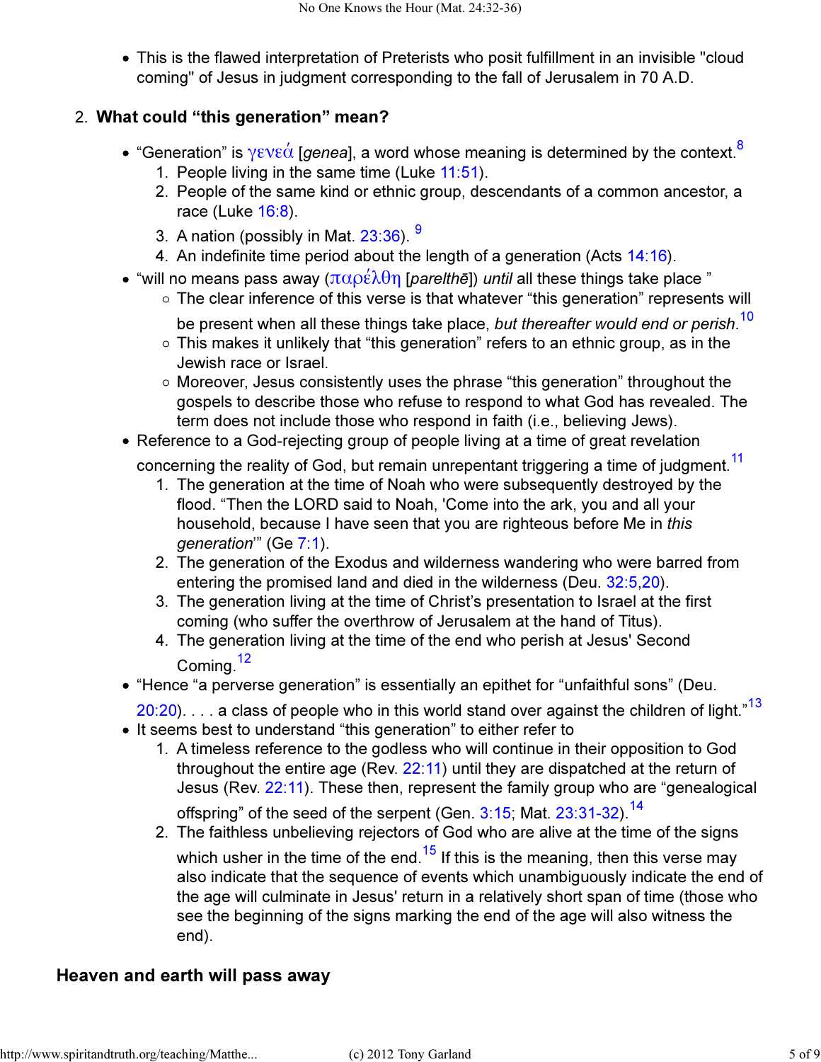- This is the flawed interpretation of Preterists who posit fulfillment in an invisible "cloud coming" of Jesus in judgment corresponding to the fall of Jerusalem in 70 A.D.

2. **What could “this generation” mean?**

- “Generation” is γενεά [*genea*], a word whose meaning is determined by the context.[8]
  1. People living in the same time (Luke 11:51).
  2. People of the same kind or ethnic group, descendants of a common ancestor, a race (Luke 16:8).
  3. A nation (possibly in Mat. 23:36). [9]
  4. An indefinite time period about the length of a generation (Acts 14:16).
- “will no means pass away (παρέλθη [*parelthē*]) *until* all these things take place ”
  - The clear inference of this verse is that whatever “this generation” represents will be present when all these things take place, *but thereafter would end or perish*.[10]
  - This makes it unlikely that “this generation” refers to an ethnic group, as in the Jewish race or Israel.
  - Moreover, Jesus consistently uses the phrase “this generation” throughout the gospels to describe those who refuse to respond to what God has revealed. The term does not include those who respond in faith (i.e., believing Jews).
- Reference to a God-rejecting group of people living at a time of great revelation concerning the reality of God, but remain unrepentant triggering a time of judgment.[11]
  1. The generation at the time of Noah who were subsequently destroyed by the flood. “Then the LORD said to Noah, 'Come into the ark, you and all your household, because I have seen that you are righteous before Me in *this generation*'” (Ge 7:1).
  2. The generation of the Exodus and wilderness wandering who were barred from entering the promised land and died in the wilderness (Deu. 32:5,20).
  3. The generation living at the time of Christ’s presentation to Israel at the first coming (who suffer the overthrow of Jerusalem at the hand of Titus).
  4. The generation living at the time of the end who perish at Jesus' Second Coming.[12]
- “Hence “a perverse generation” is essentially an epithet for “unfaithful sons” (Deu. 20:20). . . . a class of people who in this world stand over against the children of light.”[13]
- It seems best to understand “this generation” to either refer to
  1. A timeless reference to the godless who will continue in their opposition to God throughout the entire age (Rev. 22:11) until they are dispatched at the return of Jesus (Rev. 22:11). These then, represent the family group who are “genealogical offspring” of the seed of the serpent (Gen. 3:15; Mat. 23:31-32).[14]
  2. The faithless unbelieving rejectors of God who are alive at the time of the signs which usher in the time of the end.[15] If this is the meaning, then this verse may also indicate that the sequence of events which unambiguously indicate the end of the age will culminate in Jesus' return in a relatively short span of time (those who see the beginning of the signs marking the end of the age will also witness the end).

## Heaven and earth will pass away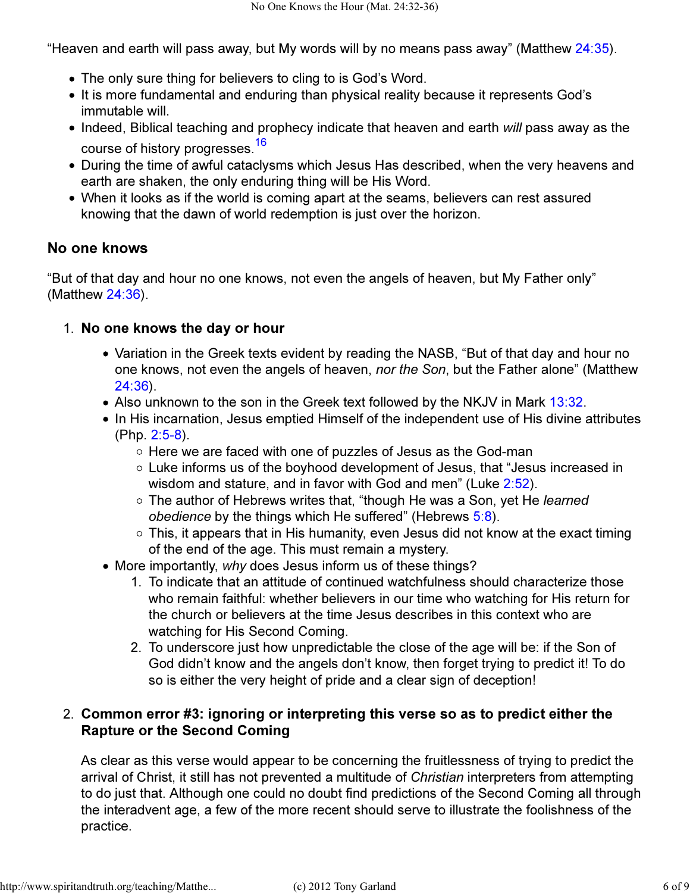"Heaven and earth will pass away, but My words will by no means pass away" (Matthew 24:35).

- The only sure thing for believers to cling to is God's Word.
- It is more fundamental and enduring than physical reality because it represents God's immutable will.
- Indeed, Biblical teaching and prophecy indicate that heaven and earth *will* pass away as the course of history progresses.[16]
- During the time of awful cataclysms which Jesus Has described, when the very heavens and earth are shaken, the only enduring thing will be His Word.
- When it looks as if the world is coming apart at the seams, believers can rest assured knowing that the dawn of world redemption is just over the horizon.

## No one knows

"But of that day and hour no one knows, not even the angels of heaven, but My Father only" (Matthew 24:36).

1. **No one knows the day or hour**
   - Variation in the Greek texts evident by reading the NASB, "But of that day and hour no one knows, not even the angels of heaven, *nor the Son*, but the Father alone" (Matthew 24:36).
   - Also unknown to the son in the Greek text followed by the NKJV in Mark 13:32.
   - In His incarnation, Jesus emptied Himself of the independent use of His divine attributes (Php. 2:5-8).
     - Here we are faced with one of puzzles of Jesus as the God-man
     - Luke informs us of the boyhood development of Jesus, that "Jesus increased in wisdom and stature, and in favor with God and men" (Luke 2:52).
     - The author of Hebrews writes that, "though He was a Son, yet He *learned obedience* by the things which He suffered" (Hebrews 5:8).
     - This, it appears that in His humanity, even Jesus did not know at the exact timing of the end of the age. This must remain a mystery.
   - More importantly, *why* does Jesus inform us of these things?
     1. To indicate that an attitude of continued watchfulness should characterize those who remain faithful: whether believers in our time who watching for His return for the church or believers at the time Jesus describes in this context who are watching for His Second Coming.
     2. To underscore just how unpredictable the close of the age will be: if the Son of God didn't know and the angels don't know, then forget trying to predict it! To do so is either the very height of pride and a clear sign of deception!

2. **Common error #3: ignoring or interpreting this verse so as to predict either the Rapture or the Second Coming**

   As clear as this verse would appear to be concerning the fruitlessness of trying to predict the arrival of Christ, it still has not prevented a multitude of *Christian* interpreters from attempting to do just that. Although one could no doubt find predictions of the Second Coming all through the interadvent age, a few of the more recent should serve to illustrate the foolishness of the practice.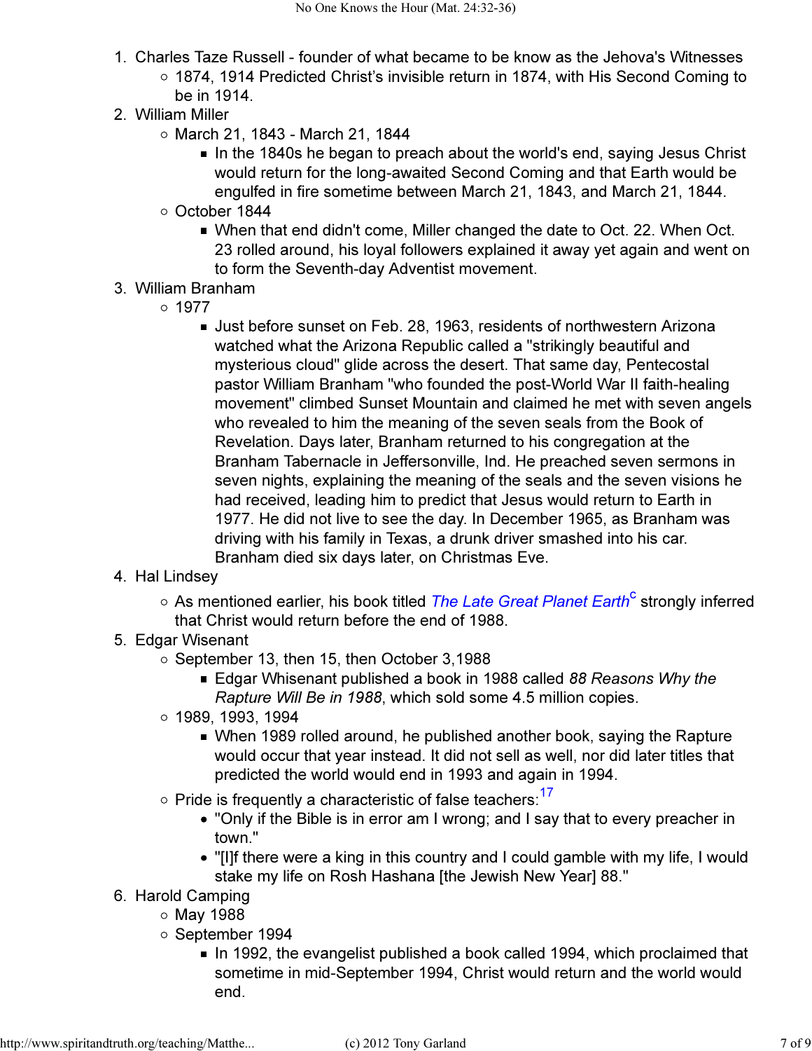1. Charles Taze Russell - founder of what became to be know as the Jehova's Witnesses
   - 1874, 1914 Predicted Christ's invisible return in 1874, with His Second Coming to be in 1914.
2. William Miller
   - March 21, 1843 - March 21, 1844
     - In the 1840s he began to preach about the world's end, saying Jesus Christ would return for the long-awaited Second Coming and that Earth would be engulfed in fire sometime between March 21, 1843, and March 21, 1844.
   - October 1844
     - When that end didn't come, Miller changed the date to Oct. 22. When Oct. 23 rolled around, his loyal followers explained it away yet again and went on to form the Seventh-day Adventist movement.
3. William Branham
   - 1977
     - Just before sunset on Feb. 28, 1963, residents of northwestern Arizona watched what the Arizona Republic called a "strikingly beautiful and mysterious cloud" glide across the desert. That same day, Pentecostal pastor William Branham "who founded the post-World War II faith-healing movement" climbed Sunset Mountain and claimed he met with seven angels who revealed to him the meaning of the seven seals from the Book of Revelation. Days later, Branham returned to his congregation at the Branham Tabernacle in Jeffersonville, Ind. He preached seven sermons in seven nights, explaining the meaning of the seals and the seven visions he had received, leading him to predict that Jesus would return to Earth in 1977. He did not live to see the day. In December 1965, as Branham was driving with his family in Texas, a drunk driver smashed into his car. Branham died six days later, on Christmas Eve.
4. Hal Lindsey
   - As mentioned earlier, his book titled *The Late Great Planet Earth*[c] strongly inferred that Christ would return before the end of 1988.
5. Edgar Wisenant
   - September 13, then 15, then October 3,1988
     - Edgar Whisenant published a book in 1988 called *88 Reasons Why the Rapture Will Be in 1988*, which sold some 4.5 million copies.
   - 1989, 1993, 1994
     - When 1989 rolled around, he published another book, saying the Rapture would occur that year instead. It did not sell as well, nor did later titles that predicted the world would end in 1993 and again in 1994.
   - Pride is frequently a characteristic of false teachers:[17]
     - "Only if the Bible is in error am I wrong; and I say that to every preacher in town."
     - "[I]f there were a king in this country and I could gamble with my life, I would stake my life on Rosh Hashana [the Jewish New Year] 88."
6. Harold Camping
   - May 1988
   - September 1994
     - In 1992, the evangelist published a book called 1994, which proclaimed that sometime in mid-September 1994, Christ would return and the world would end.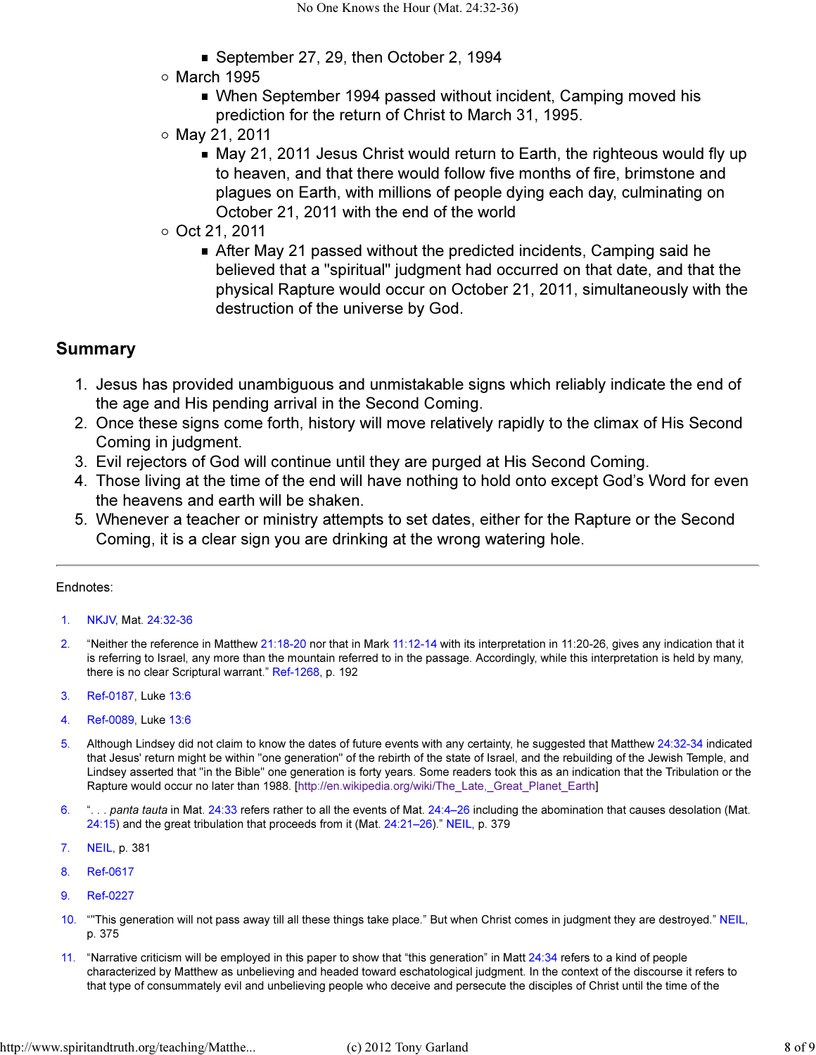- September 27, 29, then October 2, 1994
    - March 1995
        - When September 1994 passed without incident, Camping moved his prediction for the return of Christ to March 31, 1995.
    - May 21, 2011
        - May 21, 2011 Jesus Christ would return to Earth, the righteous would fly up to heaven, and that there would follow five months of fire, brimstone and plagues on Earth, with millions of people dying each day, culminating on October 21, 2011 with the end of the world
    - Oct 21, 2011
        - After May 21 passed without the predicted incidents, Camping said he believed that a "spiritual" judgment had occurred on that date, and that the physical Rapture would occur on October 21, 2011, simultaneously with the destruction of the universe by God.

## Summary

1. Jesus has provided unambiguous and unmistakable signs which reliably indicate the end of the age and His pending arrival in the Second Coming.
2. Once these signs come forth, history will move relatively rapidly to the climax of His Second Coming in judgment.
3. Evil rejectors of God will continue until they are purged at His Second Coming.
4. Those living at the time of the end will have nothing to hold onto except God's Word for even the heavens and earth will be shaken.
5. Whenever a teacher or ministry attempts to set dates, either for the Rapture or the Second Coming, it is a clear sign you are drinking at the wrong watering hole.

---

Endnotes:

1. NKJV, Mat. 24:32-36
2. "Neither the reference in Matthew 21:18-20 nor that in Mark 11:12-14 with its interpretation in 11:20-26, gives any indication that it is referring to Israel, any more than the mountain referred to in the passage. Accordingly, while this interpretation is held by many, there is no clear Scriptural warrant." Ref-1268, p. 192
3. Ref-0187, Luke 13:6
4. Ref-0089, Luke 13:6
5. Although Lindsey did not claim to know the dates of future events with any certainty, he suggested that Matthew 24:32-34 indicated that Jesus' return might be within "one generation" of the rebirth of the state of Israel, and the rebuilding of the Jewish Temple, and Lindsey asserted that "in the Bible" one generation is forty years. Some readers took this as an indication that the Tribulation or the Rapture would occur no later than 1988. [http://en.wikipedia.org/wiki/The_Late,_Great_Planet_Earth]
6. ". . . *panta tauta* in Mat. 24:33 refers rather to all the events of Mat. 24:4–26 including the abomination that causes desolation (Mat. 24:15) and the great tribulation that proceeds from it (Mat. 24:21–26)." NEIL, p. 379
7. NEIL, p. 381
8. Ref-0617
9. Ref-0227
10. ""This generation will not pass away till all these things take place." But when Christ comes in judgment they are destroyed." NEIL, p. 375
11. "Narrative criticism will be employed in this paper to show that "this generation" in Matt 24:34 refers to a kind of people characterized by Matthew as unbelieving and headed toward eschatological judgment. In the context of the discourse it refers to that type of consummately evil and unbelieving people who deceive and persecute the disciples of Christ until the time of the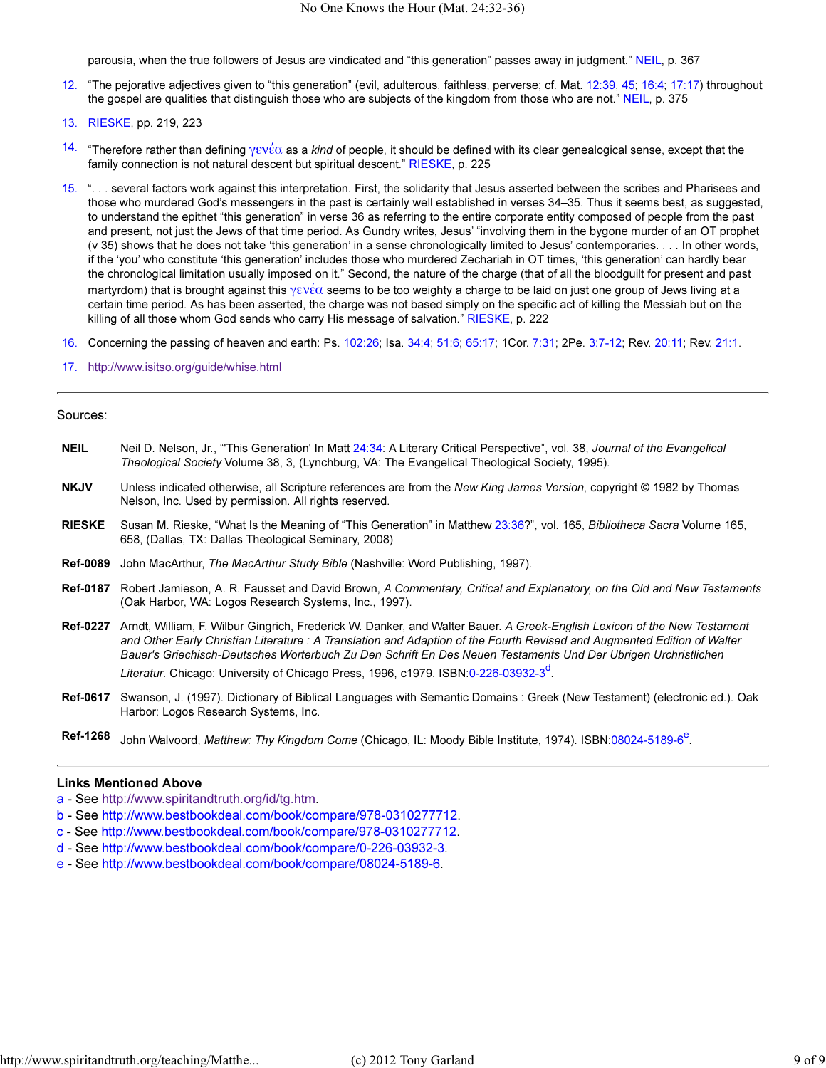parousia, when the true followers of Jesus are vindicated and "this generation" passes away in judgment." NEIL, p. 367

12. "The pejorative adjectives given to "this generation" (evil, adulterous, faithless, perverse; cf. Mat. 12:39, 45; 16:4; 17:17) throughout the gospel are qualities that distinguish those who are subjects of the kingdom from those who are not." NEIL, p. 375
13. RIESKE, pp. 219, 223
14. "Therefore rather than defining γενέα as a *kind* of people, it should be defined with its clear genealogical sense, except that the family connection is not natural descent but spiritual descent." RIESKE, p. 225
15. ". . . several factors work against this interpretation. First, the solidarity that Jesus asserted between the scribes and Pharisees and those who murdered God's messengers in the past is certainly well established in verses 34–35. Thus it seems best, as suggested, to understand the epithet "this generation" in verse 36 as referring to the entire corporate entity composed of people from the past and present, not just the Jews of that time period. As Gundry writes, Jesus' "involving them in the bygone murder of an OT prophet (v 35) shows that he does not take 'this generation' in a sense chronologically limited to Jesus' contemporaries. . . . In other words, if the 'you' who constitute 'this generation' includes those who murdered Zechariah in OT times, 'this generation' can hardly bear the chronological limitation usually imposed on it." Second, the nature of the charge (that of all the bloodguilt for present and past martyrdom) that is brought against this γενέα seems to be too weighty a charge to be laid on just one group of Jews living at a certain time period. As has been asserted, the charge was not based simply on the specific act of killing the Messiah but on the killing of all those whom God sends who carry His message of salvation." RIESKE, p. 222
16. Concerning the passing of heaven and earth: Ps. 102:26; Isa. 34:4; 51:6; 65:17; 1Cor. 7:31; 2Pe. 3:7-12; Rev. 20:11; Rev. 21:1.
17. http://www.isitso.org/guide/whise.html

---

Sources:

**NEIL** Neil D. Nelson, Jr., "'This Generation' In Matt 24:34: A Literary Critical Perspective", vol. 38, *Journal of the Evangelical Theological Society* Volume 38, 3, (Lynchburg, VA: The Evangelical Theological Society, 1995).

**NKJV** Unless indicated otherwise, all Scripture references are from the *New King James Version*, copyright © 1982 by Thomas Nelson, Inc. Used by permission. All rights reserved.

**RIESKE** Susan M. Rieske, "What Is the Meaning of "This Generation" in Matthew 23:36?", vol. 165, *Bibliotheca Sacra* Volume 165, 658, (Dallas, TX: Dallas Theological Seminary, 2008)

**Ref-0089** John MacArthur, *The MacArthur Study Bible* (Nashville: Word Publishing, 1997).

**Ref-0187** Robert Jamieson, A. R. Fausset and David Brown, *A Commentary, Critical and Explanatory, on the Old and New Testaments* (Oak Harbor, WA: Logos Research Systems, Inc., 1997).

**Ref-0227** Arndt, William, F. Wilbur Gingrich, Frederick W. Danker, and Walter Bauer. *A Greek-English Lexicon of the New Testament and Other Early Christian Literature : A Translation and Adaption of the Fourth Revised and Augmented Edition of Walter Bauer's Griechisch-Deutsches Worterbuch Zu Den Schrift En Des Neuen Testaments Und Der Ubrigen Urchristlichen Literatur.* Chicago: University of Chicago Press, 1996, c1979. ISBN:0-226-03932-3[d].

**Ref-0617** Swanson, J. (1997). Dictionary of Biblical Languages with Semantic Domains : Greek (New Testament) (electronic ed.). Oak Harbor: Logos Research Systems, Inc.

**Ref-1268** John Walvoord, *Matthew: Thy Kingdom Come* (Chicago, IL: Moody Bible Institute, 1974). ISBN:08024-5189-6[e].

---

**Links Mentioned Above**

a - See http://www.spiritandtruth.org/id/tg.htm.
b - See http://www.bestbookdeal.com/book/compare/978-0310277712.
c - See http://www.bestbookdeal.com/book/compare/978-0310277712.
d - See http://www.bestbookdeal.com/book/compare/0-226-03932-3.
e - See http://www.bestbookdeal.com/book/compare/08024-5189-6.